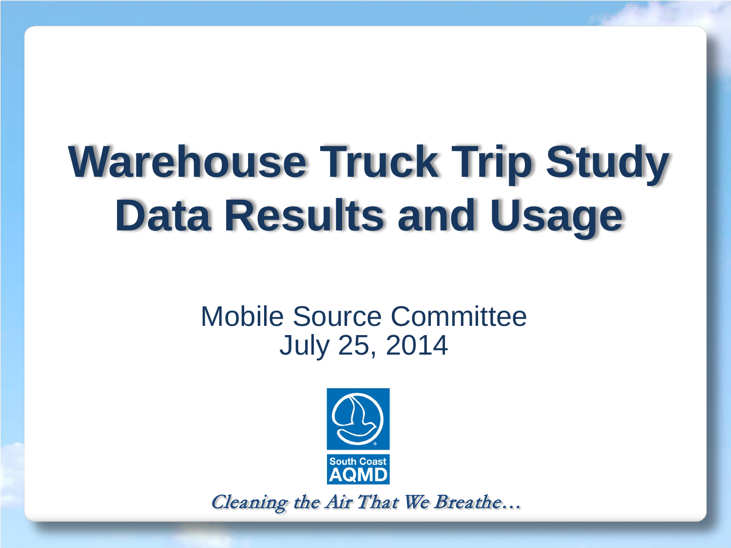# Warehouse Truck Trip Study Data Results and Usage

Mobile Source Committee
July 25, 2014

South Coast AQMD

*Cleaning the Air That We Breathe…*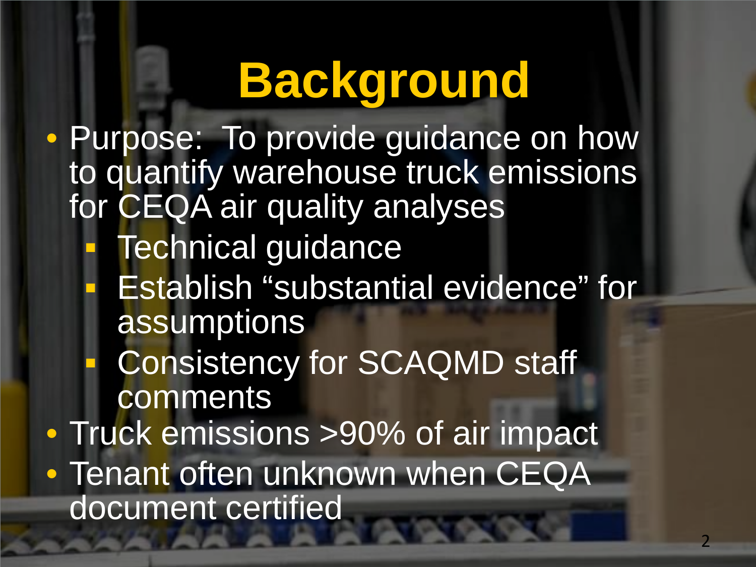# Background

- Purpose: To provide guidance on how to quantify warehouse truck emissions for CEQA air quality analyses
  - Technical guidance
  - Establish "substantial evidence" for assumptions
  - Consistency for SCAQMD staff comments
- Truck emissions >90% of air impact
- Tenant often unknown when CEQA document certified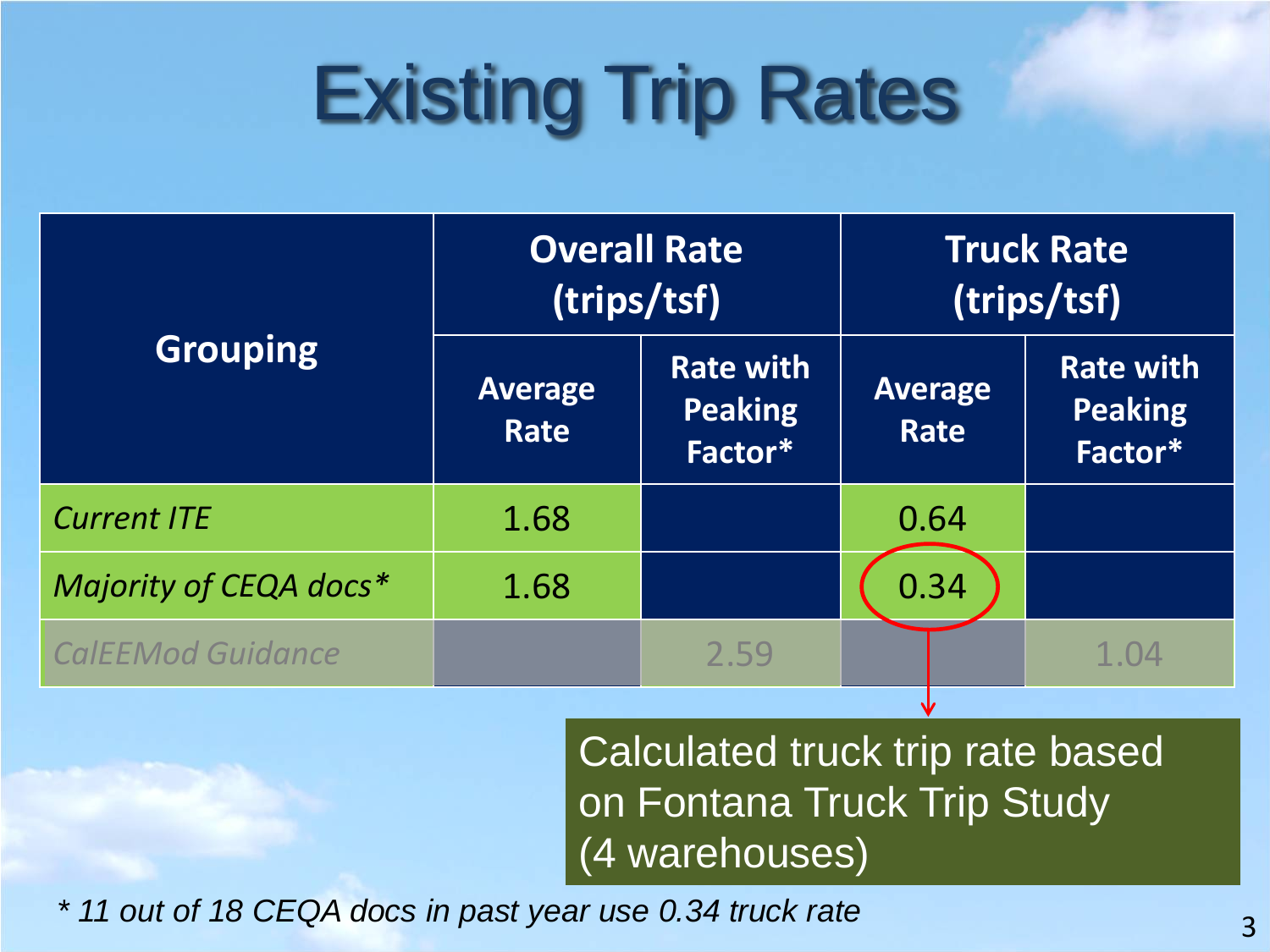# Existing Trip Rates

| Grouping | Overall Rate (trips/tsf) | | Truck Rate (trips/tsf) | |
|---|---|---|---|---|
| | Average Rate | Rate with Peaking Factor* | Average Rate | Rate with Peaking Factor* |
| *Current ITE* | 1.68 | | 0.64 | |
| *Majority of CEQA docs** | 1.68 | | 0.34 | |
| *CalEEMod Guidance* | | 2.59 | | 1.04 |

Calculated truck trip rate based on Fontana Truck Trip Study (4 warehouses)

*\* 11 out of 18 CEQA docs in past year use 0.34 truck rate*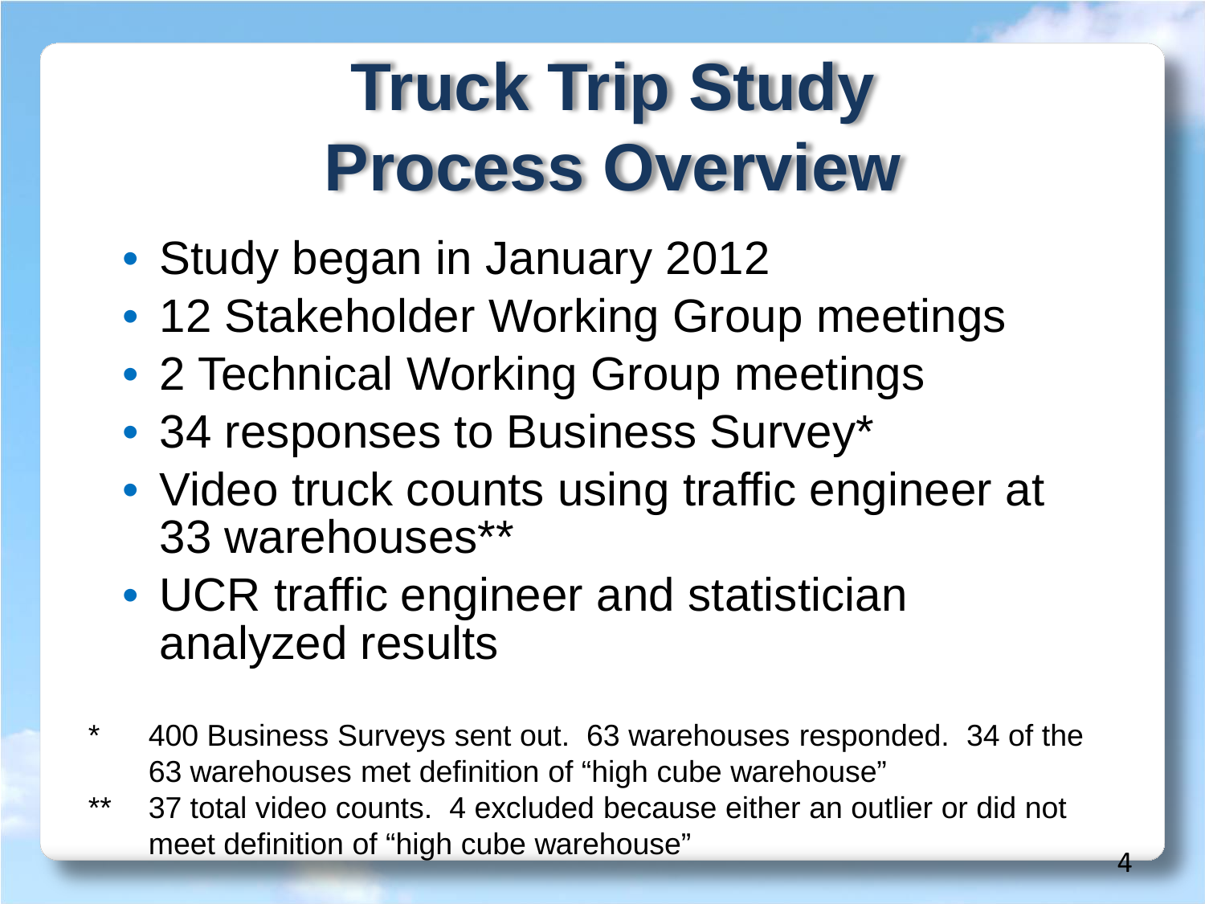# Truck Trip Study Process Overview

- Study began in January 2012
- 12 Stakeholder Working Group meetings
- 2 Technical Working Group meetings
- 34 responses to Business Survey*
- Video truck counts using traffic engineer at 33 warehouses**
- UCR traffic engineer and statistician analyzed results

\* 400 Business Surveys sent out. 63 warehouses responded. 34 of the 63 warehouses met definition of "high cube warehouse"

\*\* 37 total video counts. 4 excluded because either an outlier or did not meet definition of "high cube warehouse"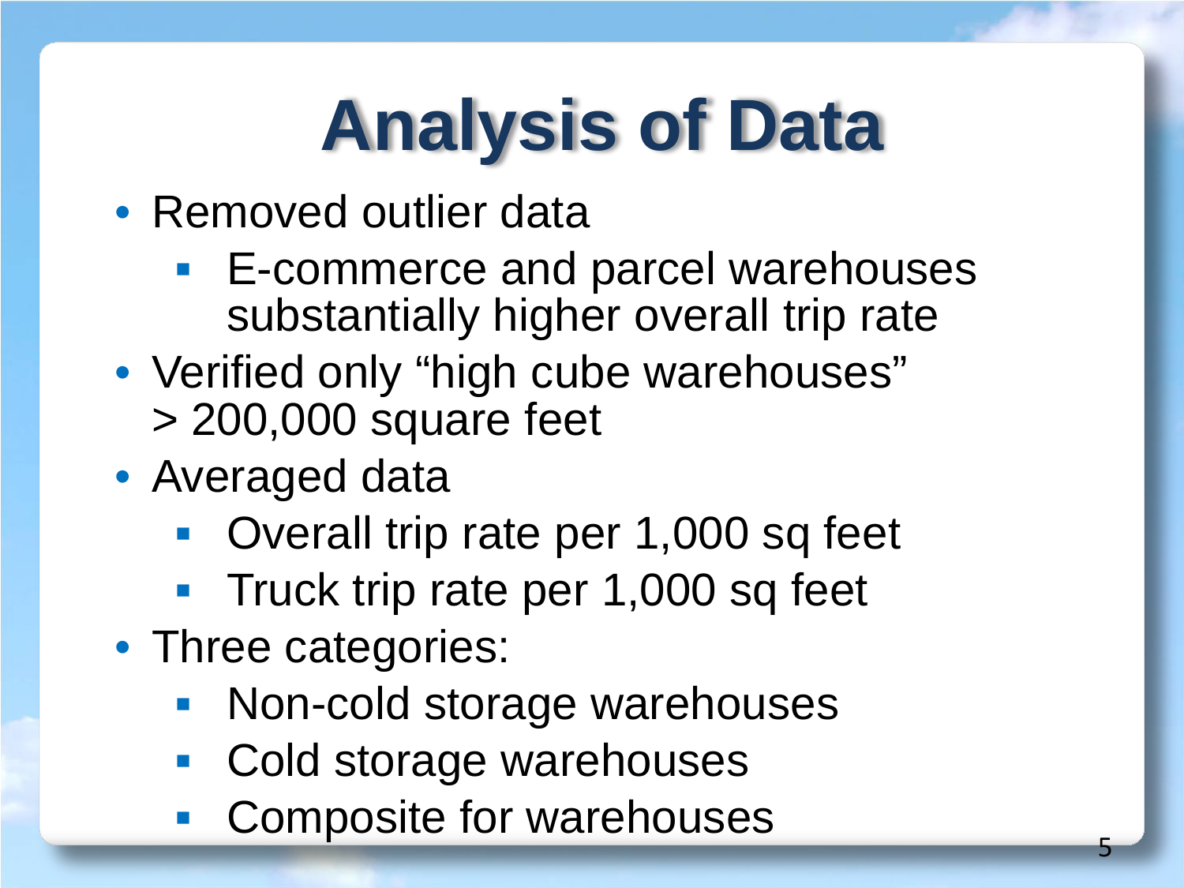# Analysis of Data

- Removed outlier data
  - E-commerce and parcel warehouses substantially higher overall trip rate
- Verified only “high cube warehouses” > 200,000 square feet
- Averaged data
  - Overall trip rate per 1,000 sq feet
  - Truck trip rate per 1,000 sq feet
- Three categories:
  - Non-cold storage warehouses
  - Cold storage warehouses
  - Composite for warehouses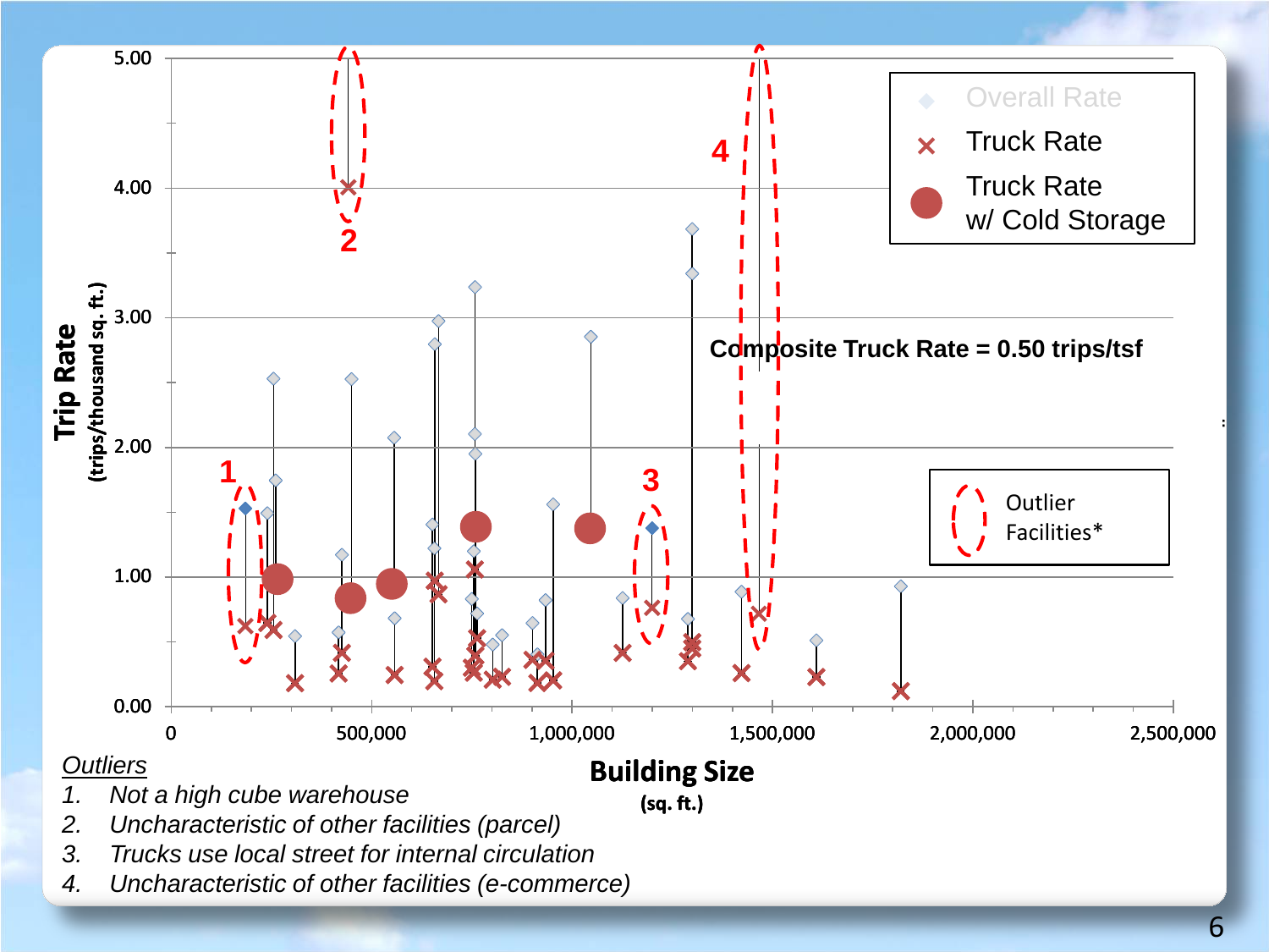Trip Rate (trips/thousand sq. ft.)

Overall Rate

Truck Rate

Truck Rate w/ Cold Storage

Composite Truck Rate = 0.50 trips/tsf

Outlier Facilities*

Building Size (sq. ft.)

*Outliers*

1. *Not a high cube warehouse*
2. *Uncharacteristic of other facilities (parcel)*
3. *Trucks use local street for internal circulation*
4. *Uncharacteristic of other facilities (e-commerce)*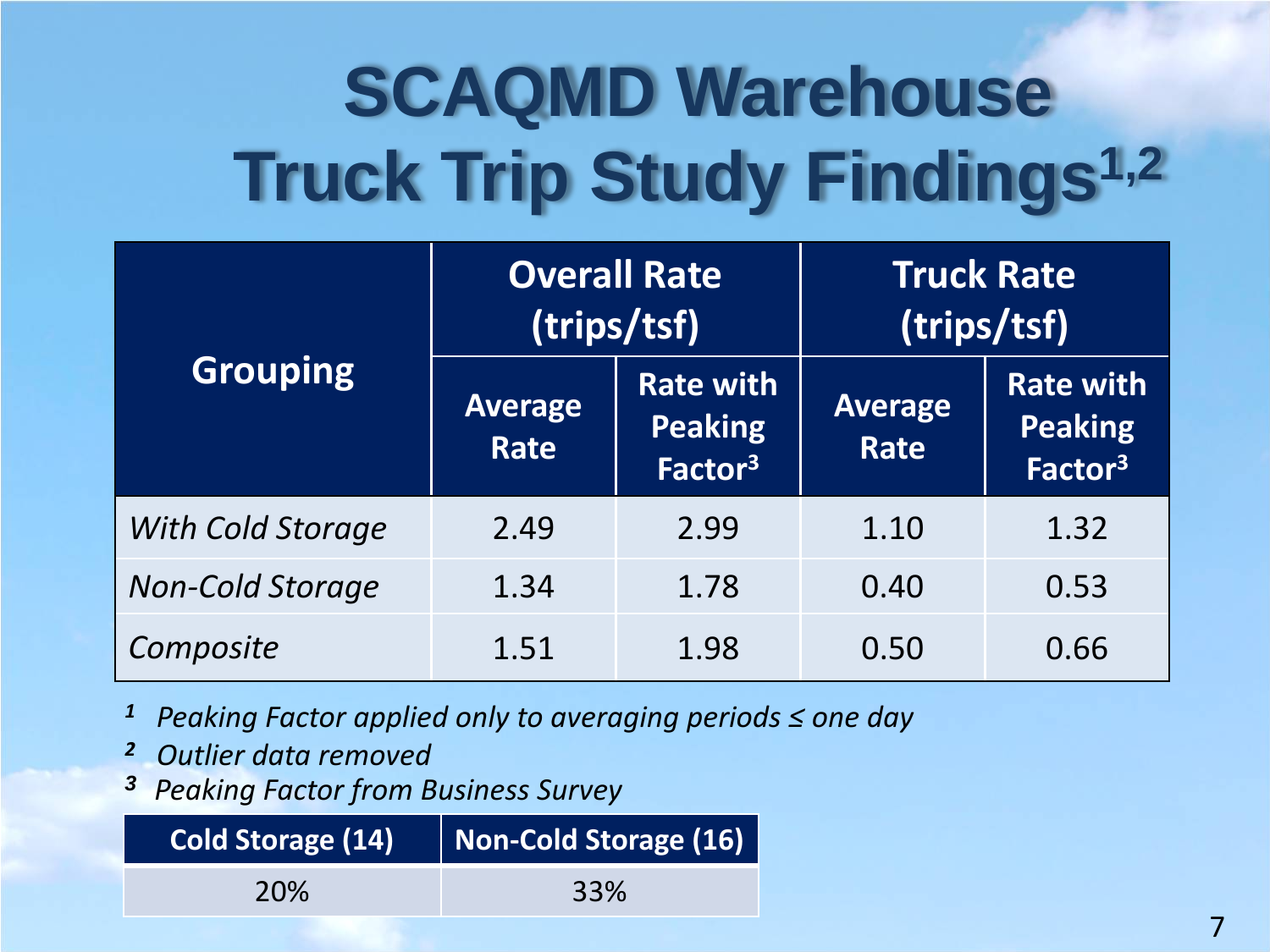# SCAQMD Warehouse Truck Trip Study Findings[1,2]

| Grouping | Overall Rate (trips/tsf) | | Truck Rate (trips/tsf) | |
|---|---|---|---|---|
| | Average Rate | Rate with Peaking Factor[3] | Average Rate | Rate with Peaking Factor[3] |
| *With Cold Storage* | 2.49 | 2.99 | 1.10 | 1.32 |
| *Non-Cold Storage* | 1.34 | 1.78 | 0.40 | 0.53 |
| *Composite* | 1.51 | 1.98 | 0.50 | 0.66 |

[1] *Peaking Factor applied only to averaging periods ≤ one day*

[2] *Outlier data removed*

[3] *Peaking Factor from Business Survey*

| Cold Storage (14) | Non-Cold Storage (16) |
|---|---|
| 20% | 33% |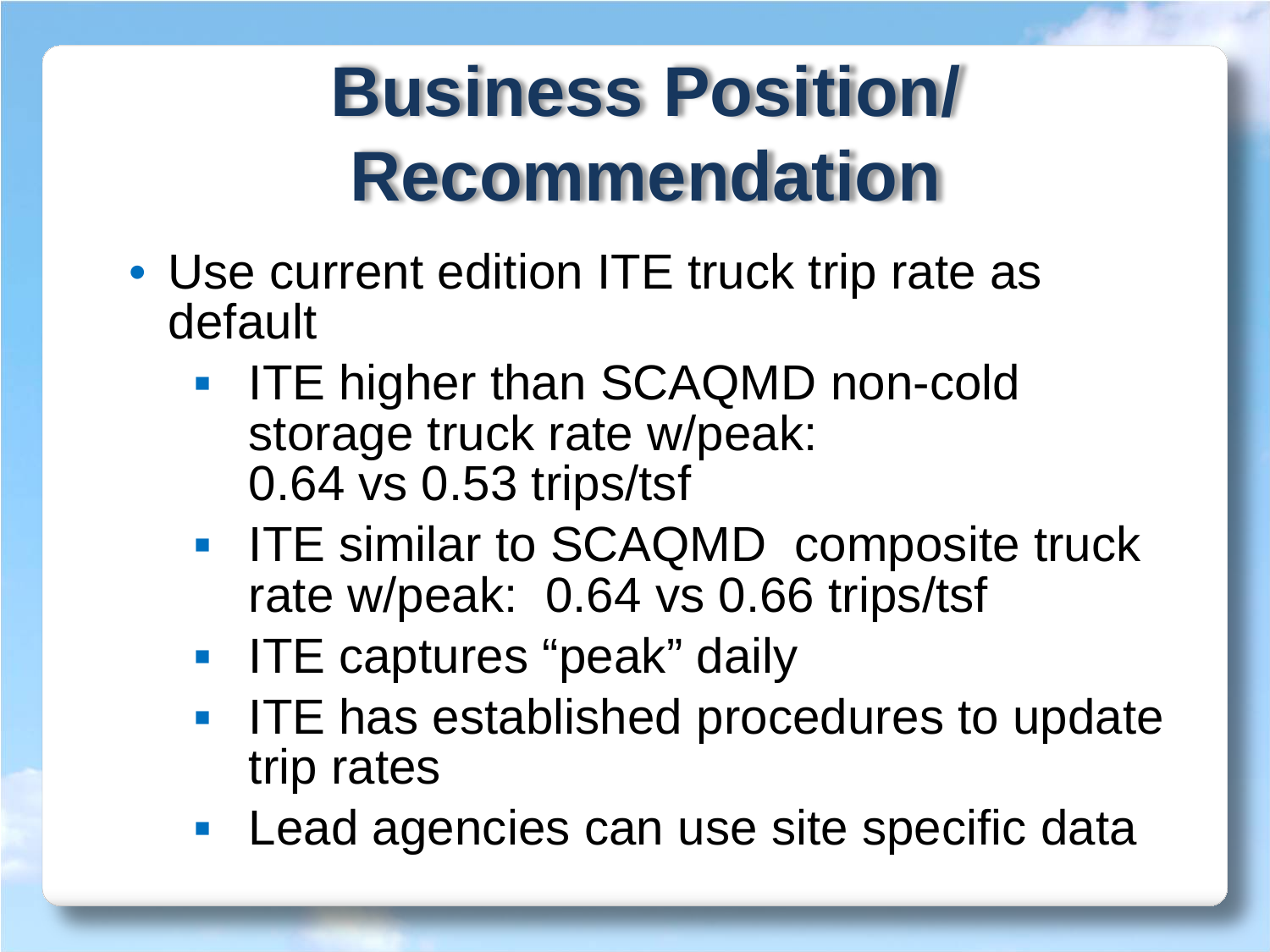# Business Position/ Recommendation

- Use current edition ITE truck trip rate as default
  - ITE higher than SCAQMD non-cold storage truck rate w/peak: 0.64 vs 0.53 trips/tsf
  - ITE similar to SCAQMD composite truck rate w/peak: 0.64 vs 0.66 trips/tsf
  - ITE captures "peak" daily
  - ITE has established procedures to update trip rates
  - Lead agencies can use site specific data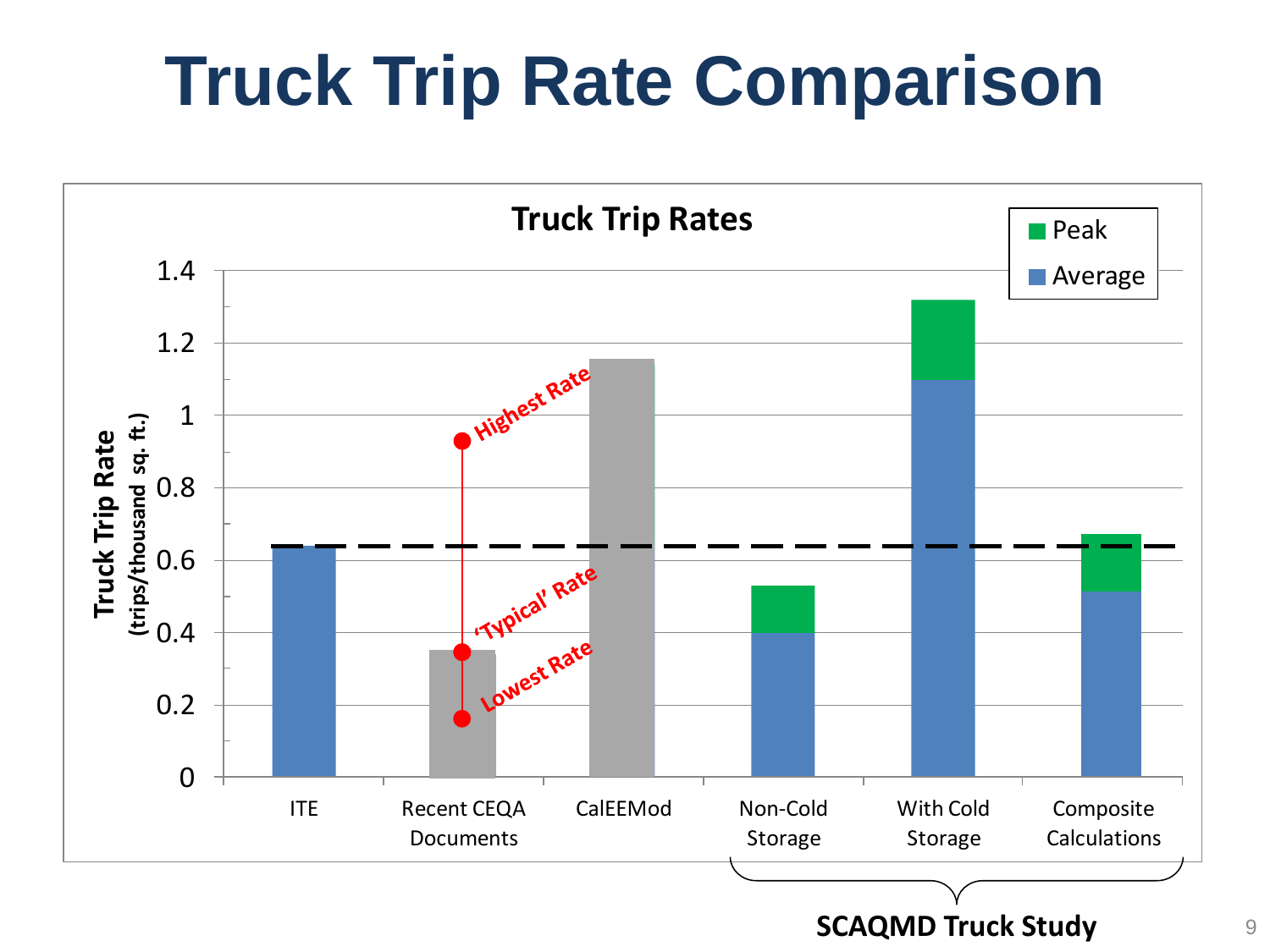# Truck Trip Rate Comparison

**Truck Trip Rates**

Legend: Peak, Average

Y-axis: **Truck Trip Rate** (trips/thousand sq. ft.)

X-axis categories: ITE; Recent CEQA Documents; CalEEMod; Non-Cold Storage; With Cold Storage; Composite Calculations

Annotations on Recent CEQA Documents: Highest Rate; 'Typical' Rate; Lowest Rate

**SCAQMD Truck Study** (Non-Cold Storage, With Cold Storage, Composite Calculations)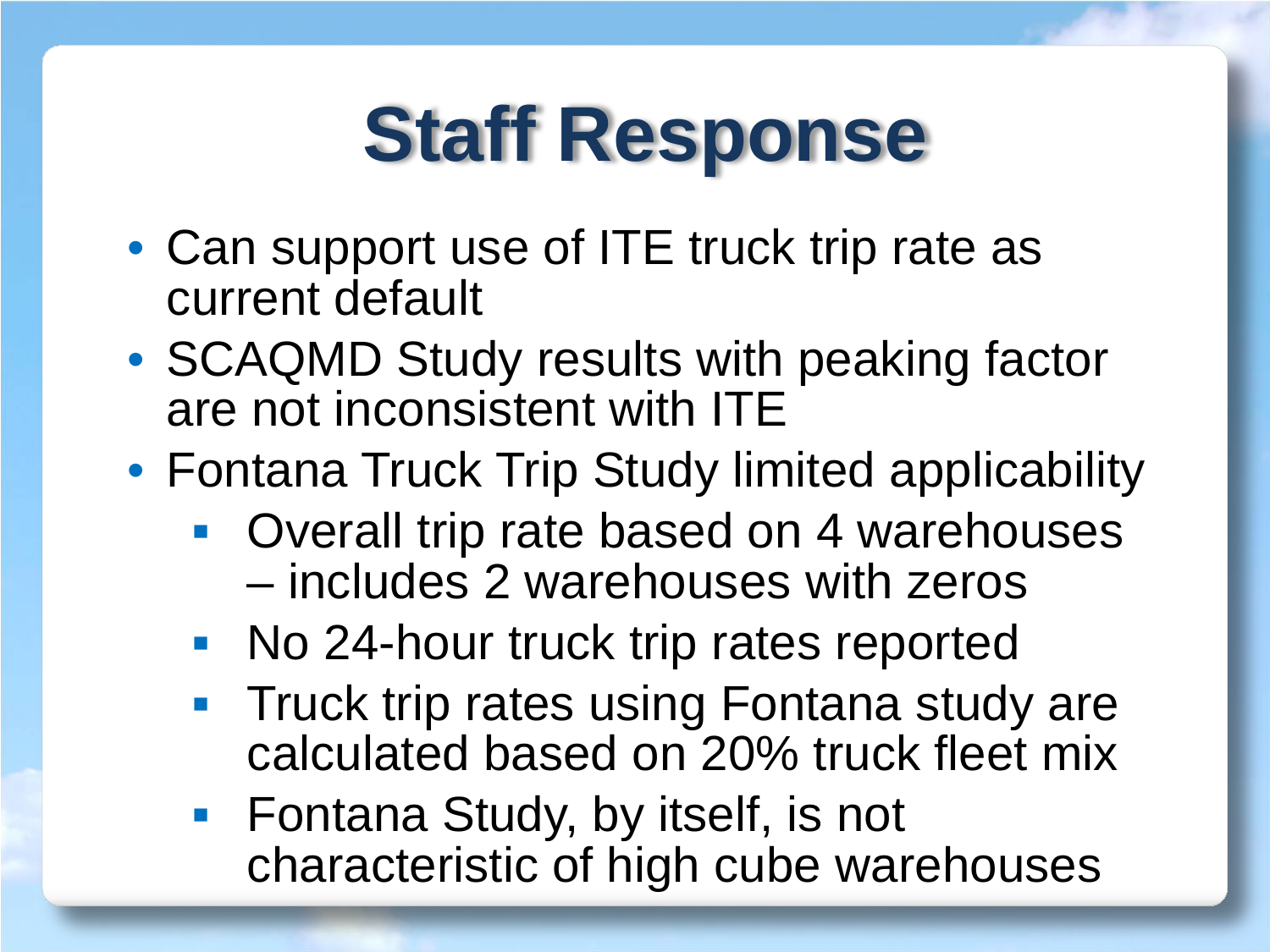# Staff Response

- Can support use of ITE truck trip rate as current default
- SCAQMD Study results with peaking factor are not inconsistent with ITE
- Fontana Truck Trip Study limited applicability
  - Overall trip rate based on 4 warehouses – includes 2 warehouses with zeros
  - No 24-hour truck trip rates reported
  - Truck trip rates using Fontana study are calculated based on 20% truck fleet mix
  - Fontana Study, by itself, is not characteristic of high cube warehouses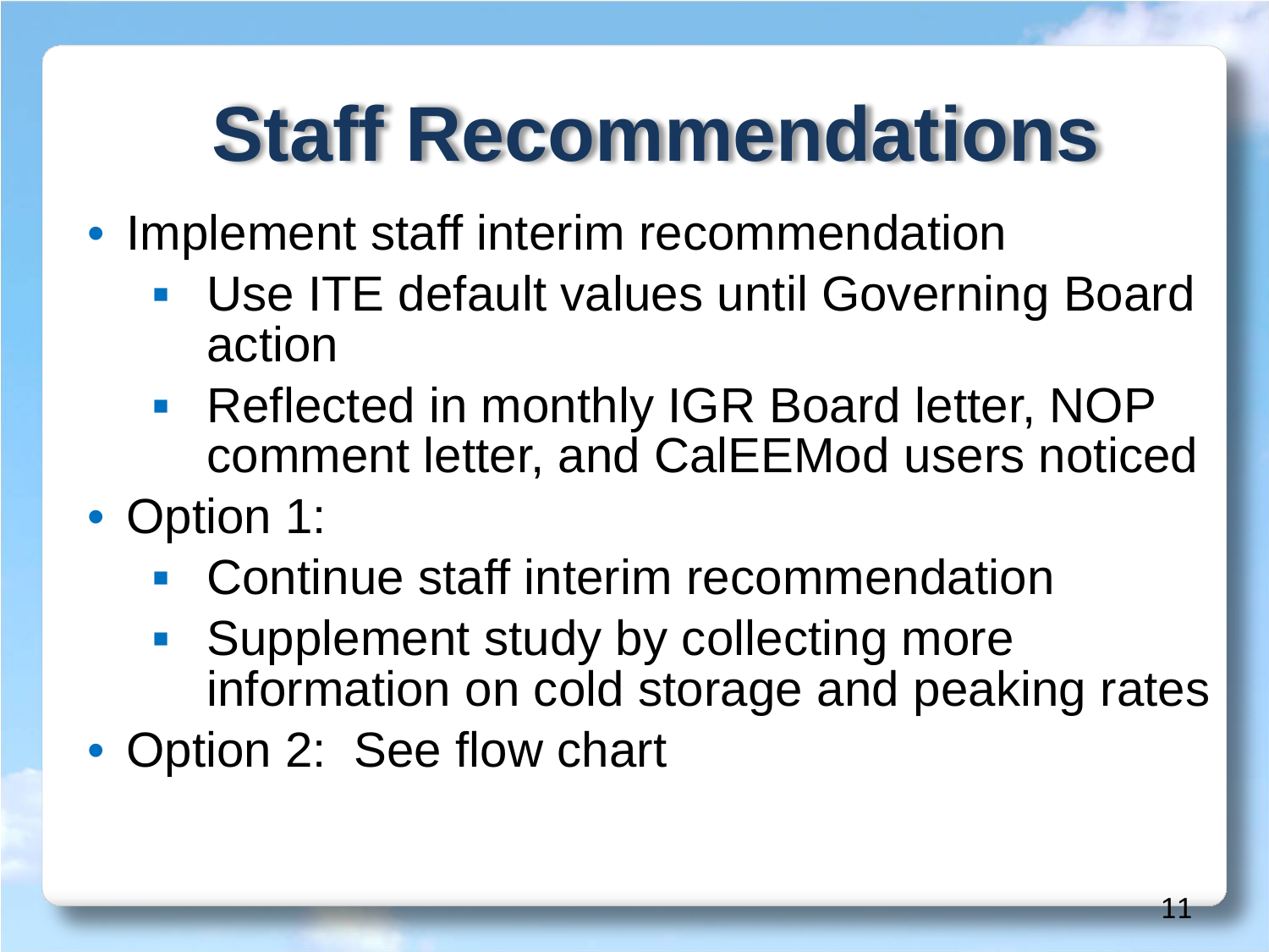# Staff Recommendations

- Implement staff interim recommendation
  - Use ITE default values until Governing Board action
  - Reflected in monthly IGR Board letter, NOP comment letter, and CalEEMod users noticed
- Option 1:
  - Continue staff interim recommendation
  - Supplement study by collecting more information on cold storage and peaking rates
- Option 2: See flow chart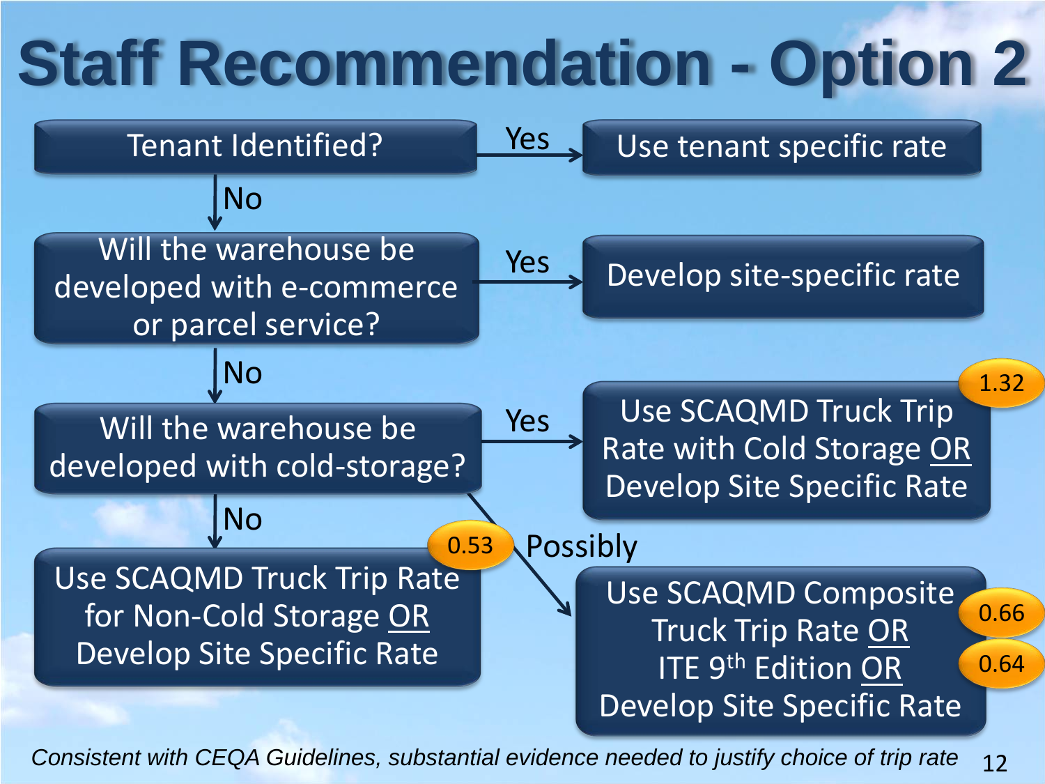# Staff Recommendation - Option 2

**Tenant Identified?**

- **Yes** → Use tenant specific rate
- **No** ↓

**Will the warehouse be developed with e-commerce or parcel service?**

- **Yes** → Develop site-specific rate
- **No** ↓

**Will the warehouse be developed with cold-storage?**

- **Yes** → Use SCAQMD Truck Trip Rate with Cold Storage <u>OR</u> Develop Site Specific Rate (1.32)
- **Possibly** → Use SCAQMD Composite Truck Trip Rate (0.66) <u>OR</u> ITE 9th Edition (0.64) <u>OR</u> Develop Site Specific Rate
- **No** → Use SCAQMD Truck Trip Rate for Non-Cold Storage (0.53) <u>OR</u> Develop Site Specific Rate

*Consistent with CEQA Guidelines, substantial evidence needed to justify choice of trip rate*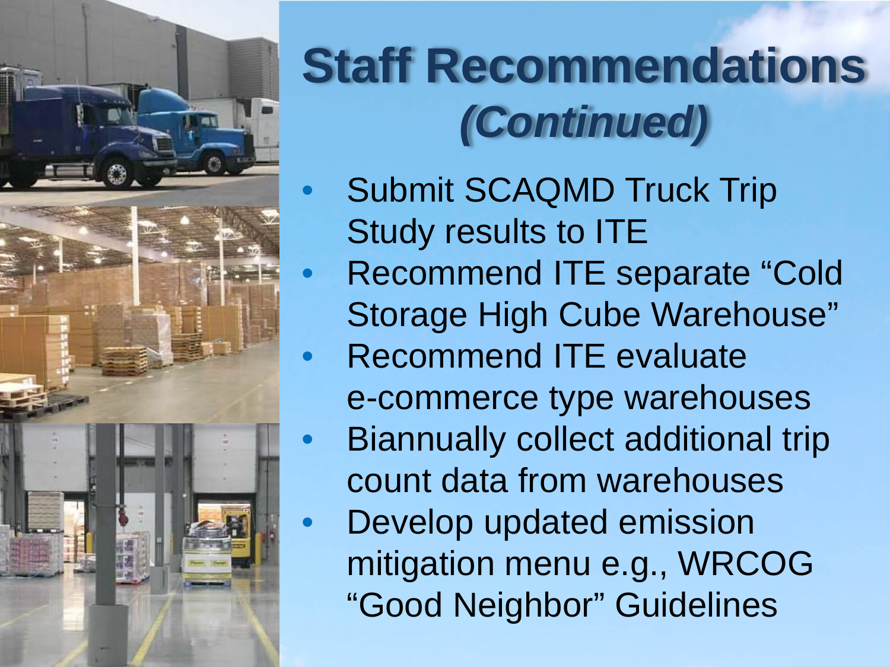# Staff Recommendations *(Continued)*

- Submit SCAQMD Truck Trip Study results to ITE
- Recommend ITE separate "Cold Storage High Cube Warehouse"
- Recommend ITE evaluate e-commerce type warehouses
- Biannually collect additional trip count data from warehouses
- Develop updated emission mitigation menu e.g., WRCOG "Good Neighbor" Guidelines